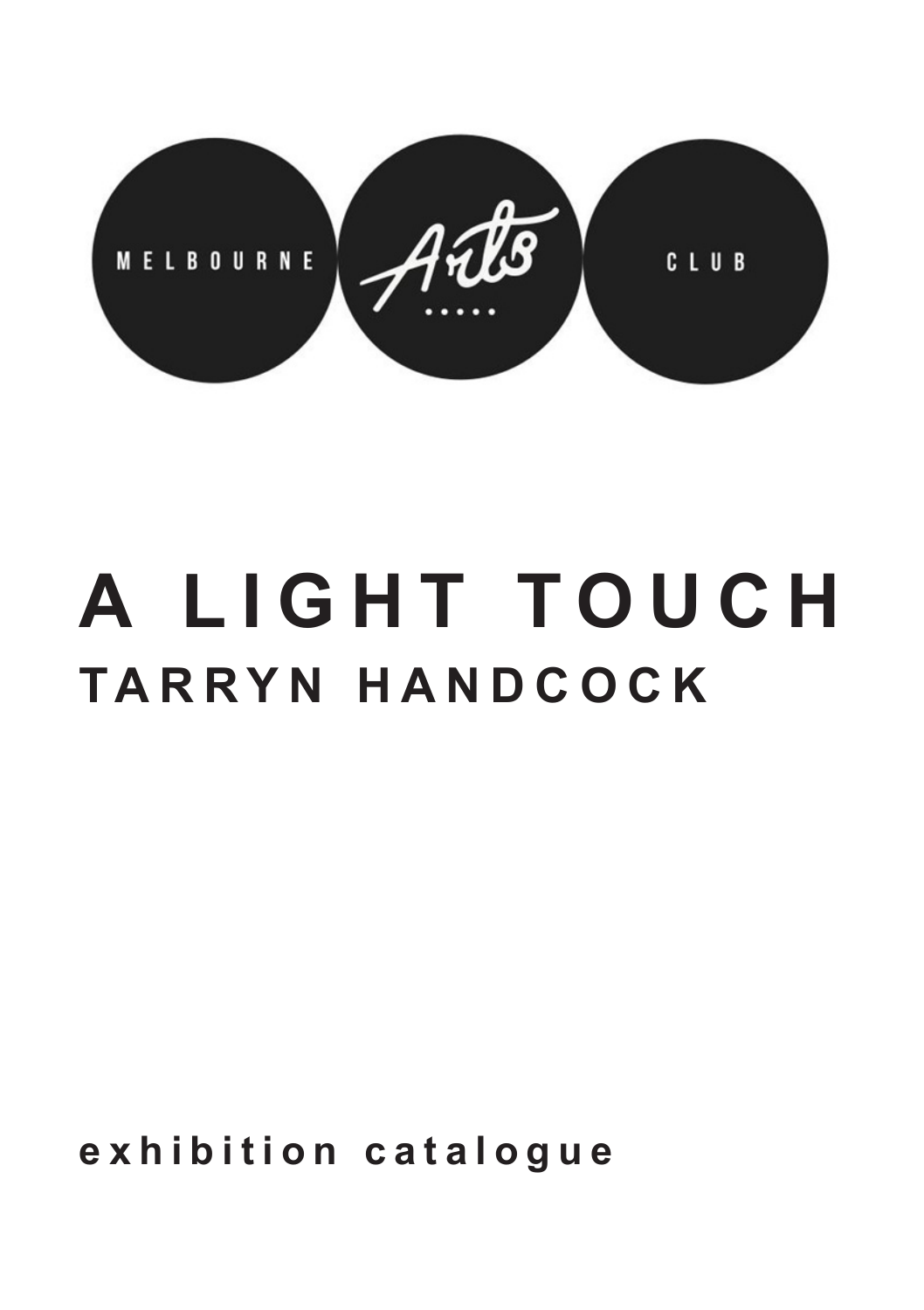MELBOURNE Arts CLUB

# A LIGHT TOUCH

## TARRYN HANDCOCK

**exhibition catalogue**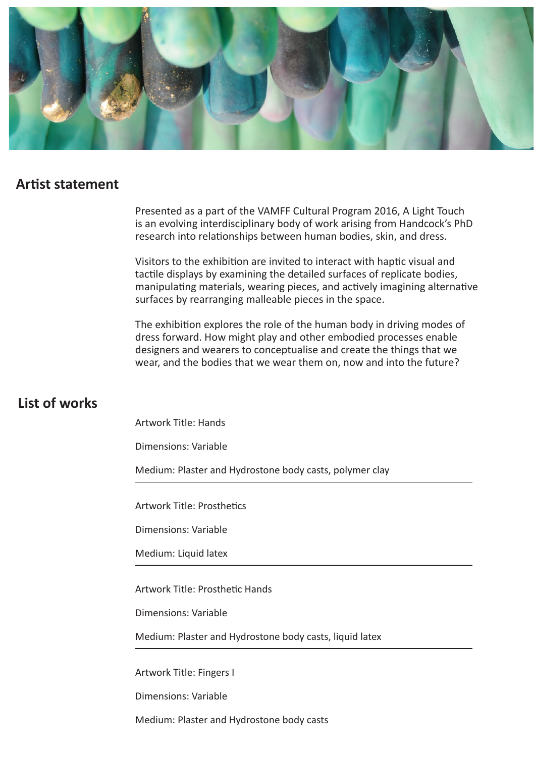## Artist statement

Presented as a part of the VAMFF Cultural Program 2016, A Light Touch is an evolving interdisciplinary body of work arising from Handcock's PhD research into relationships between human bodies, skin, and dress.

Visitors to the exhibition are invited to interact with haptic visual and tactile displays by examining the detailed surfaces of replicate bodies, manipulating materials, wearing pieces, and actively imagining alternative surfaces by rearranging malleable pieces in the space.

The exhibition explores the role of the human body in driving modes of dress forward. How might play and other embodied processes enable designers and wearers to conceptualise and create the things that we wear, and the bodies that we wear them on, now and into the future?

## List of works

Artwork Title: Hands

Dimensions: Variable

Medium: Plaster and Hydrostone body casts, polymer clay

---

Artwork Title: Prosthetics

Dimensions: Variable

Medium: Liquid latex

---

Artwork Title: Prosthetic Hands

Dimensions: Variable

Medium: Plaster and Hydrostone body casts, liquid latex

---

Artwork Title: Fingers I

Dimensions: Variable

Medium: Plaster and Hydrostone body casts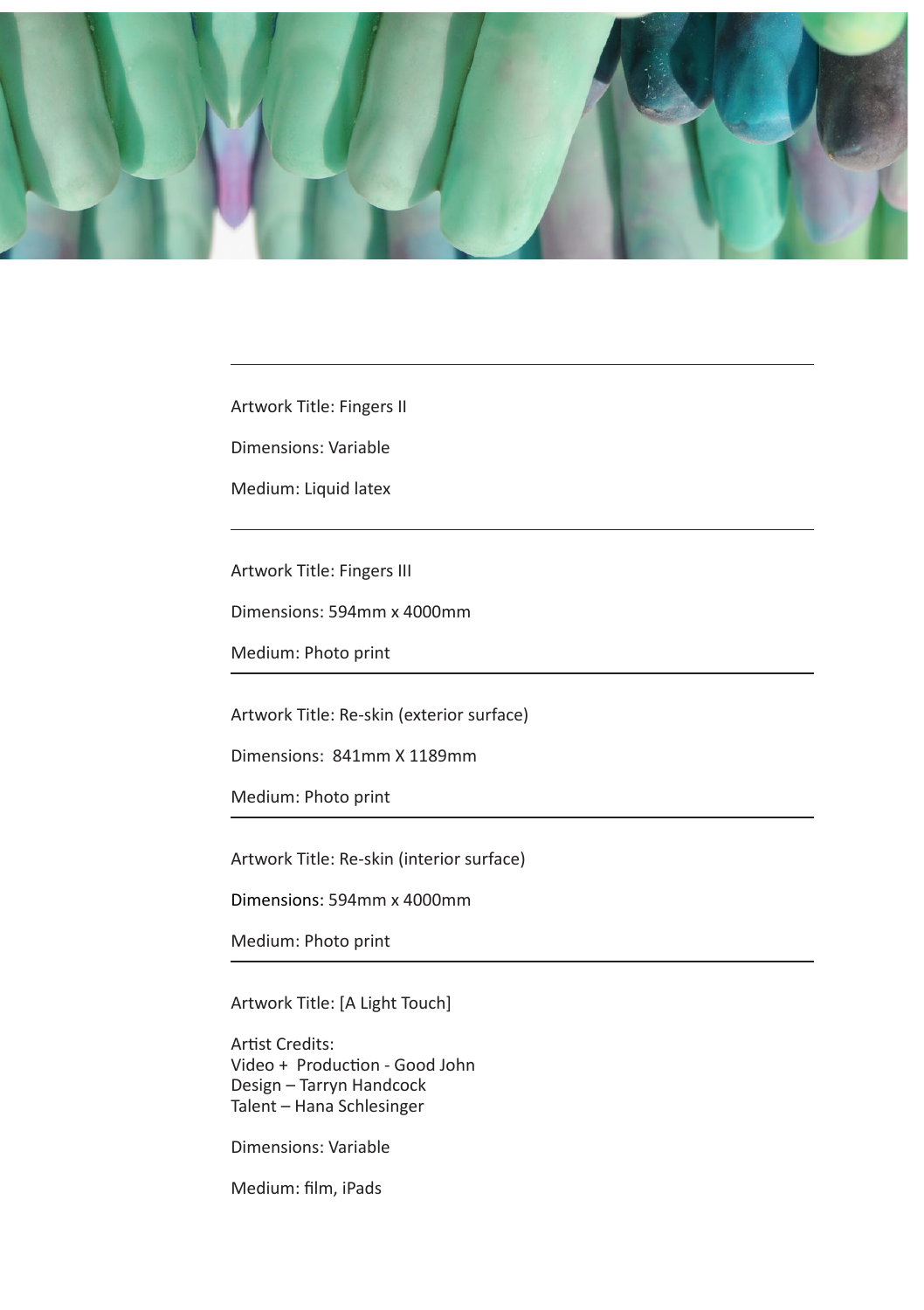---

Artwork Title: Fingers II

Dimensions: Variable

Medium: Liquid latex

---

Artwork Title: Fingers III

Dimensions: 594mm x 4000mm

Medium: Photo print

---

Artwork Title: Re-skin (exterior surface)

Dimensions:  841mm X 1189mm

Medium: Photo print

---

Artwork Title: Re-skin (interior surface)

Dimensions: 594mm x 4000mm

Medium: Photo print

---

Artwork Title: [A Light Touch]

Artist Credits:  
Video +  Production - Good John  
Design – Tarryn Handcock  
Talent – Hana Schlesinger

Dimensions: Variable

Medium: film, iPads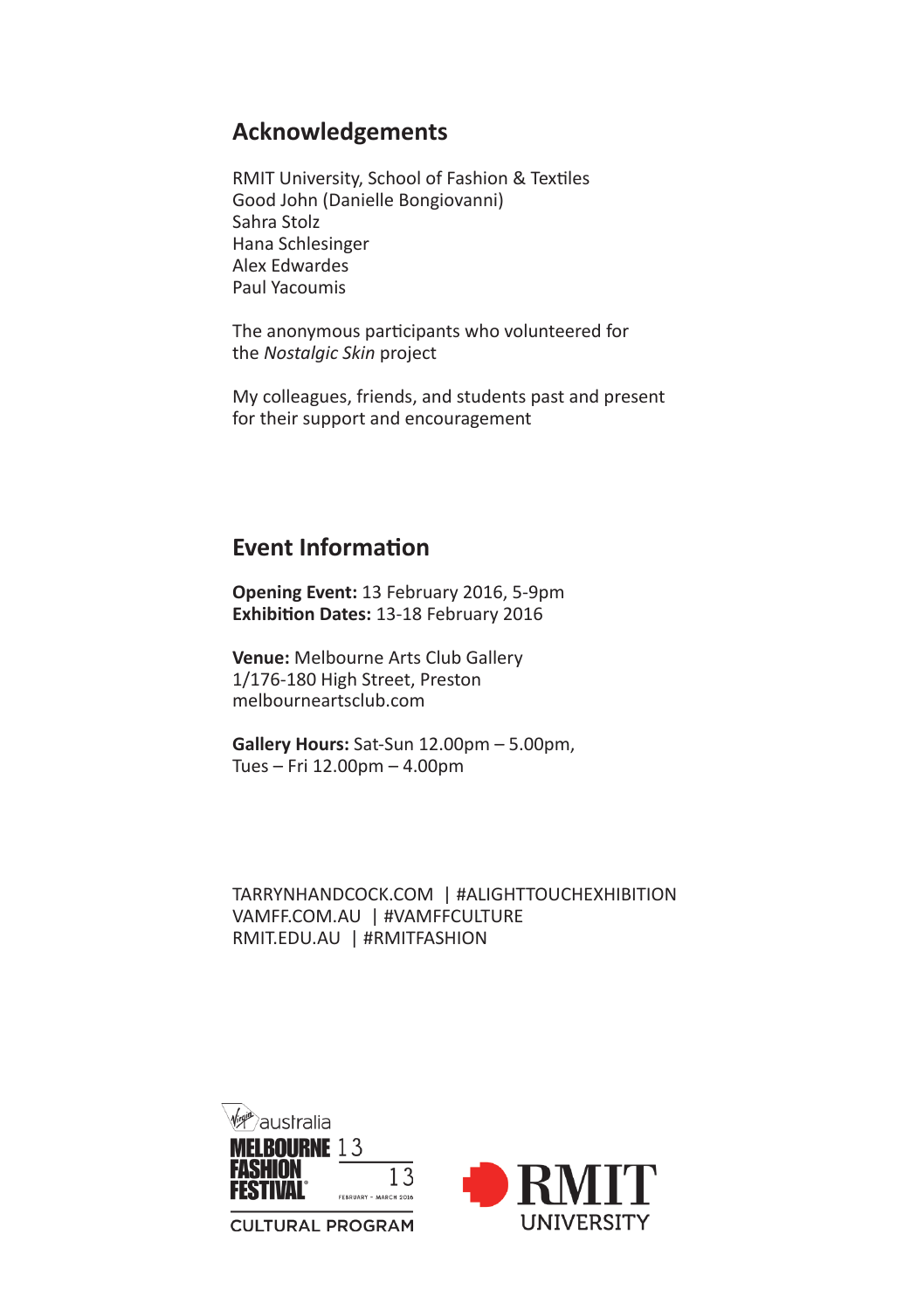## Acknowledgements

RMIT University, School of Fashion & Textiles
Good John (Danielle Bongiovanni)
Sahra Stolz
Hana Schlesinger
Alex Edwardes
Paul Yacoumis

The anonymous participants who volunteered for the *Nostalgic Skin* project

My colleagues, friends, and students past and present for their support and encouragement

## Event Information

**Opening Event:** 13 February 2016, 5-9pm
**Exhibition Dates:** 13-18 February 2016

**Venue:** Melbourne Arts Club Gallery
1/176-180 High Street, Preston
melbourneartsclub.com

**Gallery Hours:** Sat-Sun 12.00pm – 5.00pm,
Tues – Fri 12.00pm – 4.00pm

TARRYNHANDCOCK.COM | #ALIGHTTOUCHEXHIBITION
VAMFF.COM.AU | #VAMFFCULTURE
RMIT.EDU.AU | #RMITFASHION

Virgin australia
MELBOURNE FASHION FESTIVAL 13 13 FEBRUARY – MARCH 2016
CULTURAL PROGRAM

RMIT UNIVERSITY